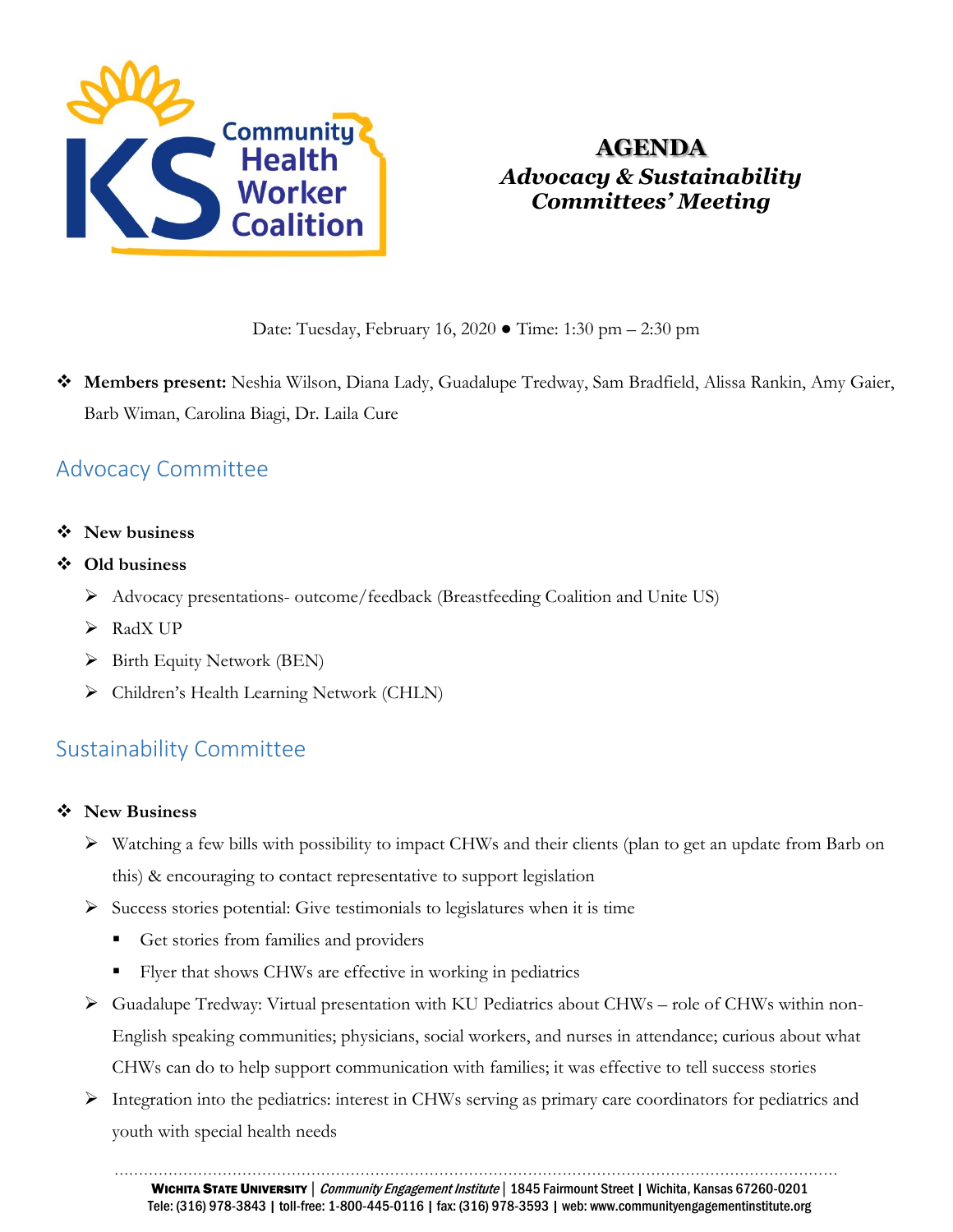# AGENDA
## *Advocacy & Sustainability Committees' Meeting*

Date: Tuesday, February 16, 2020 ● Time: 1:30 pm – 2:30 pm

- **Members present:** Neshia Wilson, Diana Lady, Guadalupe Tredway, Sam Bradfield, Alissa Rankin, Amy Gaier, Barb Wiman, Carolina Biagi, Dr. Laila Cure

## Advocacy Committee

- **New business**
- **Old business**
  - Advocacy presentations- outcome/feedback (Breastfeeding Coalition and Unite US)
  - RadX UP
  - Birth Equity Network (BEN)
  - Children's Health Learning Network (CHLN)

## Sustainability Committee

- **New Business**
  - Watching a few bills with possibility to impact CHWs and their clients (plan to get an update from Barb on this) & encouraging to contact representative to support legislation
  - Success stories potential: Give testimonials to legislatures when it is time
    - Get stories from families and providers
    - Flyer that shows CHWs are effective in working in pediatrics
  - Guadalupe Tredway: Virtual presentation with KU Pediatrics about CHWs – role of CHWs within non-English speaking communities; physicians, social workers, and nurses in attendance; curious about what CHWs can do to help support communication with families; it was effective to tell success stories
  - Integration into the pediatrics: interest in CHWs serving as primary care coordinators for pediatrics and youth with special health needs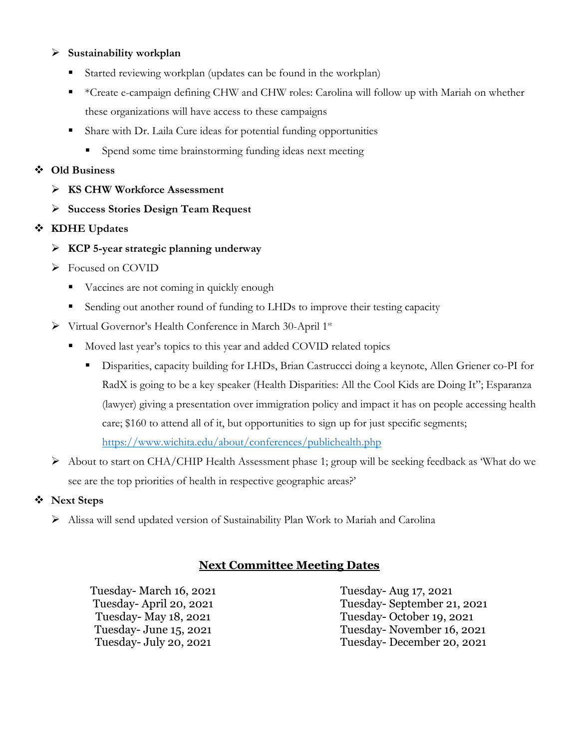- **Sustainability workplan**
    - Started reviewing workplan (updates can be found in the workplan)
    - *Create e-campaign defining CHW and CHW roles: Carolina will follow up with Mariah on whether these organizations will have access to these campaigns
    - Share with Dr. Laila Cure ideas for potential funding opportunities
        - Spend some time brainstorming funding ideas next meeting

- **Old Business**
    - **KS CHW Workforce Assessment**
    - **Success Stories Design Team Request**

- **KDHE Updates**
    - **KCP 5-year strategic planning underway**
    - Focused on COVID
        - Vaccines are not coming in quickly enough
        - Sending out another round of funding to LHDs to improve their testing capacity
    - Virtual Governor's Health Conference in March 30-April 1st
        - Moved last year's topics to this year and added COVID related topics
            - Disparities, capacity building for LHDs, Brian Castruccci doing a keynote, Allen Griener co-PI for RadX is going to be a key speaker (Health Disparities: All the Cool Kids are Doing It"; Esparanza (lawyer) giving a presentation over immigration policy and impact it has on people accessing health care; $160 to attend all of it, but opportunities to sign up for just specific segments; [https://www.wichita.edu/about/conferences/publichealth.php](https://www.wichita.edu/about/conferences/publichealth.php)
    - About to start on CHA/CHIP Health Assessment phase 1; group will be seeking feedback as 'What do we see are the top priorities of health in respective geographic areas?'

- **Next Steps**
    - Alissa will send updated version of Sustainability Plan Work to Mariah and Carolina

## Next Committee Meeting Dates

Tuesday- March 16, 2021
Tuesday- April 20, 2021
Tuesday- May 18, 2021
Tuesday- June 15, 2021
Tuesday- July 20, 2021
Tuesday- Aug 17, 2021
Tuesday- September 21, 2021
Tuesday- October 19, 2021
Tuesday- November 16, 2021
Tuesday- December 20, 2021